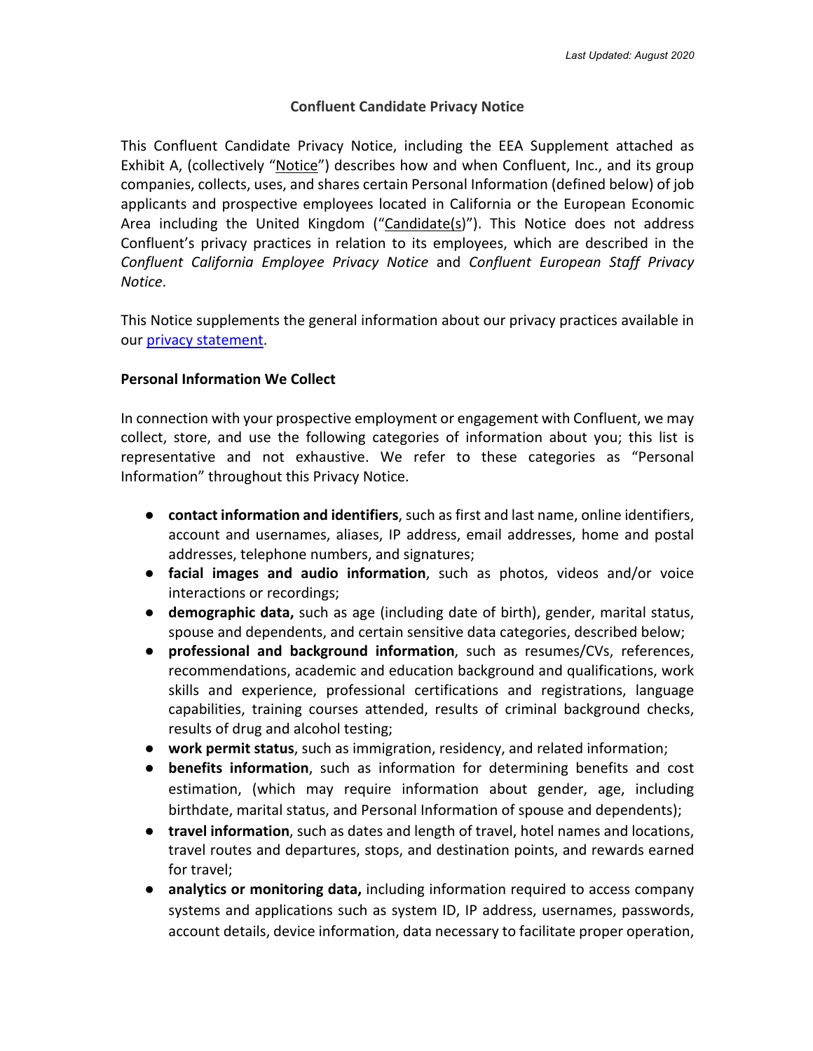*Last Updated: August 2020*

# Confluent Candidate Privacy Notice

This Confluent Candidate Privacy Notice, including the EEA Supplement attached as Exhibit A, (collectively "Notice") describes how and when Confluent, Inc., and its group companies, collects, uses, and shares certain Personal Information (defined below) of job applicants and prospective employees located in California or the European Economic Area including the United Kingdom ("Candidate(s)"). This Notice does not address Confluent's privacy practices in relation to its employees, which are described in the *Confluent California Employee Privacy Notice* and *Confluent European Staff Privacy Notice*.

This Notice supplements the general information about our privacy practices available in our privacy statement.

## Personal Information We Collect

In connection with your prospective employment or engagement with Confluent, we may collect, store, and use the following categories of information about you; this list is representative and not exhaustive. We refer to these categories as "Personal Information" throughout this Privacy Notice.

- **contact information and identifiers**, such as first and last name, online identifiers, account and usernames, aliases, IP address, email addresses, home and postal addresses, telephone numbers, and signatures;
- **facial images and audio information**, such as photos, videos and/or voice interactions or recordings;
- **demographic data,** such as age (including date of birth), gender, marital status, spouse and dependents, and certain sensitive data categories, described below;
- **professional and background information**, such as resumes/CVs, references, recommendations, academic and education background and qualifications, work skills and experience, professional certifications and registrations, language capabilities, training courses attended, results of criminal background checks, results of drug and alcohol testing;
- **work permit status**, such as immigration, residency, and related information;
- **benefits information**, such as information for determining benefits and cost estimation, (which may require information about gender, age, including birthdate, marital status, and Personal Information of spouse and dependents);
- **travel information**, such as dates and length of travel, hotel names and locations, travel routes and departures, stops, and destination points, and rewards earned for travel;
- **analytics or monitoring data,** including information required to access company systems and applications such as system ID, IP address, usernames, passwords, account details, device information, data necessary to facilitate proper operation,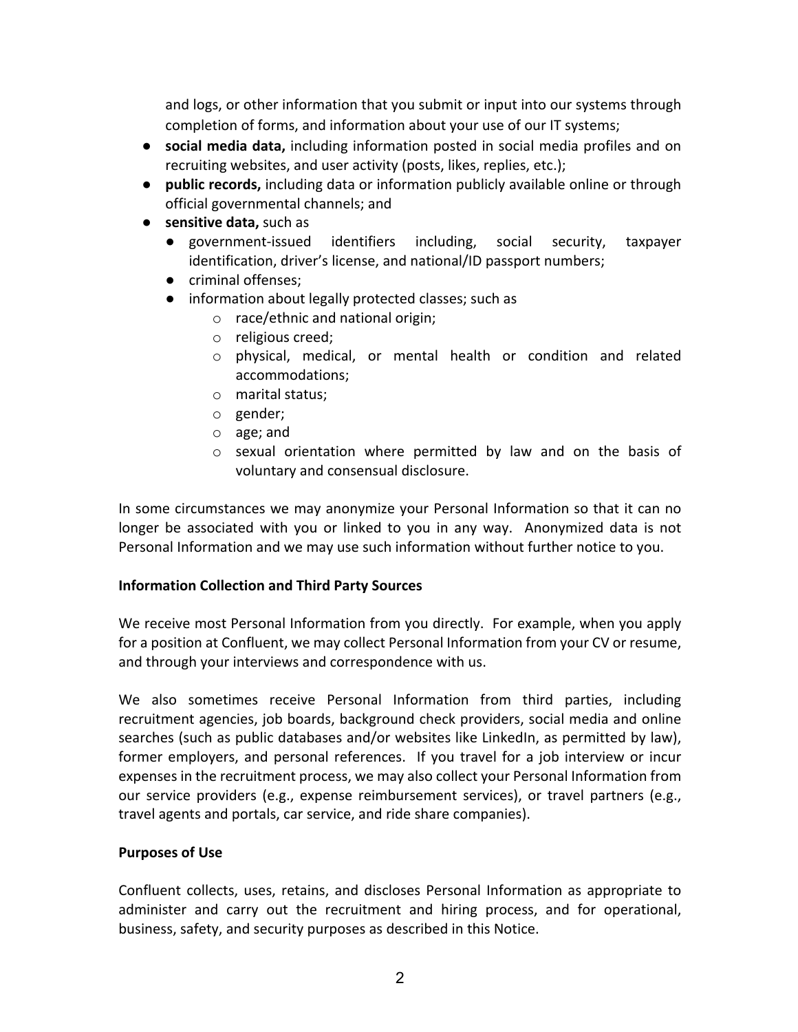and logs, or other information that you submit or input into our systems through completion of forms, and information about your use of our IT systems;

- **social media data,** including information posted in social media profiles and on recruiting websites, and user activity (posts, likes, replies, etc.);
- **public records,** including data or information publicly available online or through official governmental channels; and
- **sensitive data,** such as
  - government-issued identifiers including, social security, taxpayer identification, driver's license, and national/ID passport numbers;
  - criminal offenses;
  - information about legally protected classes; such as
    - race/ethnic and national origin;
    - religious creed;
    - physical, medical, or mental health or condition and related accommodations;
    - marital status;
    - gender;
    - age; and
    - sexual orientation where permitted by law and on the basis of voluntary and consensual disclosure.

In some circumstances we may anonymize your Personal Information so that it can no longer be associated with you or linked to you in any way. Anonymized data is not Personal Information and we may use such information without further notice to you.

**Information Collection and Third Party Sources**

We receive most Personal Information from you directly. For example, when you apply for a position at Confluent, we may collect Personal Information from your CV or resume, and through your interviews and correspondence with us.

We also sometimes receive Personal Information from third parties, including recruitment agencies, job boards, background check providers, social media and online searches (such as public databases and/or websites like LinkedIn, as permitted by law), former employers, and personal references. If you travel for a job interview or incur expenses in the recruitment process, we may also collect your Personal Information from our service providers (e.g., expense reimbursement services), or travel partners (e.g., travel agents and portals, car service, and ride share companies).

**Purposes of Use**

Confluent collects, uses, retains, and discloses Personal Information as appropriate to administer and carry out the recruitment and hiring process, and for operational, business, safety, and security purposes as described in this Notice.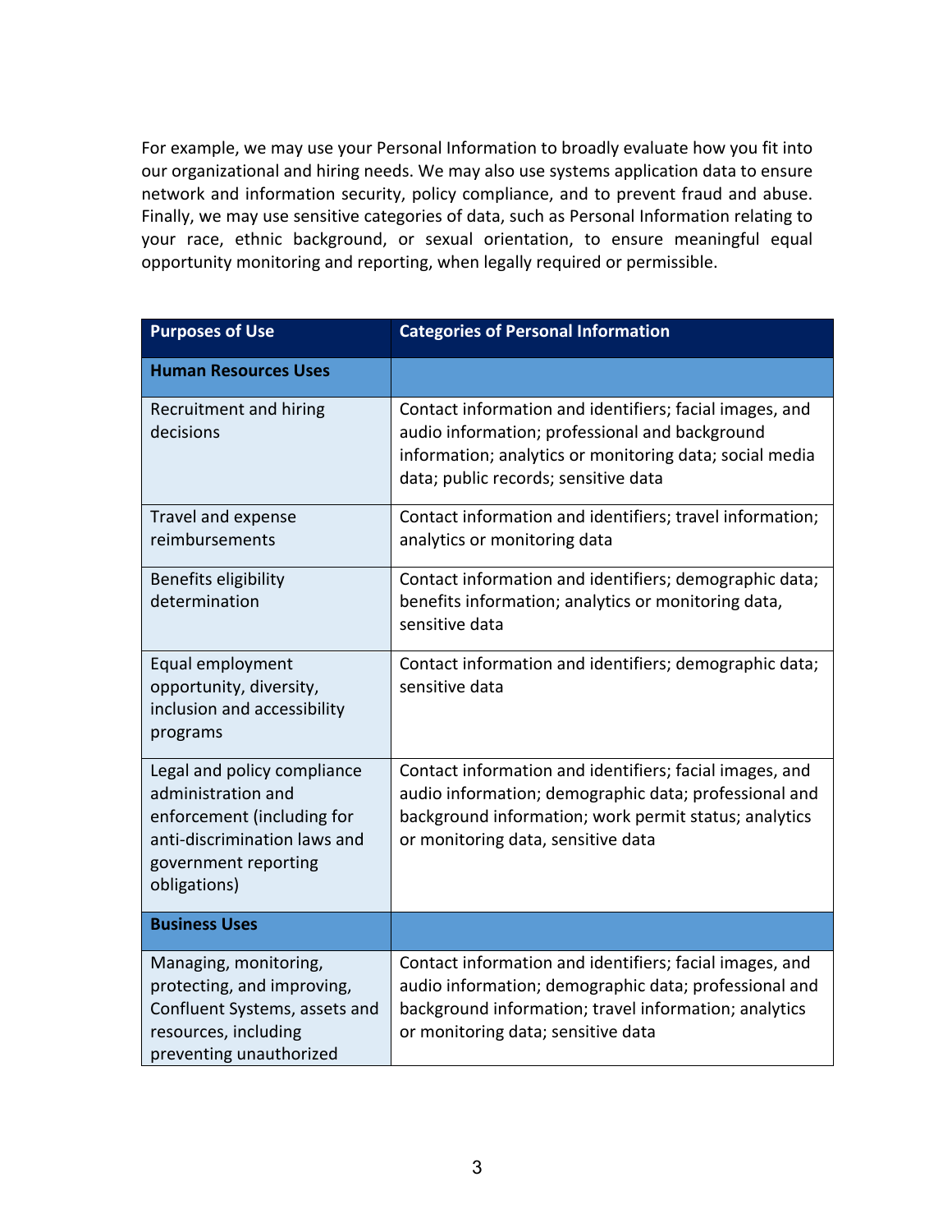For example, we may use your Personal Information to broadly evaluate how you fit into our organizational and hiring needs. We may also use systems application data to ensure network and information security, policy compliance, and to prevent fraud and abuse. Finally, we may use sensitive categories of data, such as Personal Information relating to your race, ethnic background, or sexual orientation, to ensure meaningful equal opportunity monitoring and reporting, when legally required or permissible.

| Purposes of Use | Categories of Personal Information |
|---|---|
| **Human Resources Uses** | |
| Recruitment and hiring decisions | Contact information and identifiers; facial images, and audio information; professional and background information; analytics or monitoring data; social media data; public records; sensitive data |
| Travel and expense reimbursements | Contact information and identifiers; travel information; analytics or monitoring data |
| Benefits eligibility determination | Contact information and identifiers; demographic data; benefits information; analytics or monitoring data, sensitive data |
| Equal employment opportunity, diversity, inclusion and accessibility programs | Contact information and identifiers; demographic data; sensitive data |
| Legal and policy compliance administration and enforcement (including for anti-discrimination laws and government reporting obligations) | Contact information and identifiers; facial images, and audio information; demographic data; professional and background information; work permit status; analytics or monitoring data, sensitive data |
| **Business Uses** | |
| Managing, monitoring, protecting, and improving, Confluent Systems, assets and resources, including preventing unauthorized | Contact information and identifiers; facial images, and audio information; demographic data; professional and background information; travel information; analytics or monitoring data; sensitive data |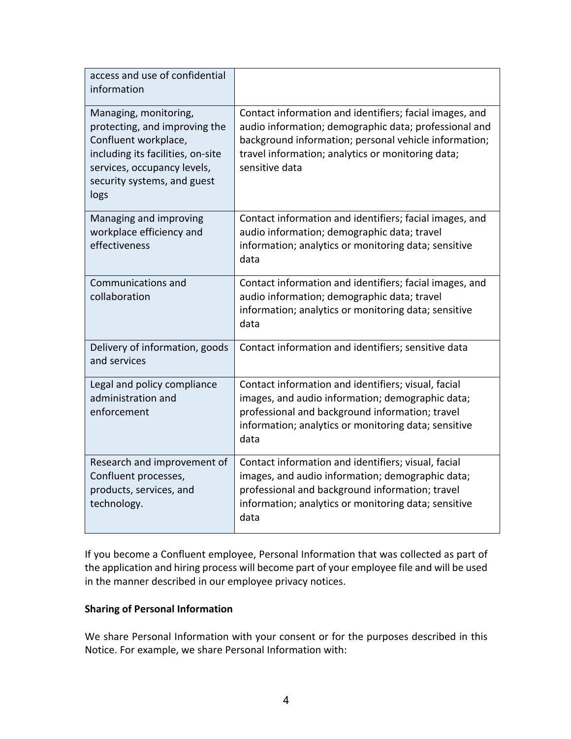| | |
|---|---|
| access and use of confidential information | |
| Managing, monitoring, protecting, and improving the Confluent workplace, including its facilities, on-site services, occupancy levels, security systems, and guest logs | Contact information and identifiers; facial images, and audio information; demographic data; professional and background information; personal vehicle information; travel information; analytics or monitoring data; sensitive data |
| Managing and improving workplace efficiency and effectiveness | Contact information and identifiers; facial images, and audio information; demographic data; travel information; analytics or monitoring data; sensitive data |
| Communications and collaboration | Contact information and identifiers; facial images, and audio information; demographic data; travel information; analytics or monitoring data; sensitive data |
| Delivery of information, goods and services | Contact information and identifiers; sensitive data |
| Legal and policy compliance administration and enforcement | Contact information and identifiers; visual, facial images, and audio information; demographic data; professional and background information; travel information; analytics or monitoring data; sensitive data |
| Research and improvement of Confluent processes, products, services, and technology. | Contact information and identifiers; visual, facial images, and audio information; demographic data; professional and background information; travel information; analytics or monitoring data; sensitive data |

If you become a Confluent employee, Personal Information that was collected as part of the application and hiring process will become part of your employee file and will be used in the manner described in our employee privacy notices.

**Sharing of Personal Information**

We share Personal Information with your consent or for the purposes described in this Notice. For example, we share Personal Information with: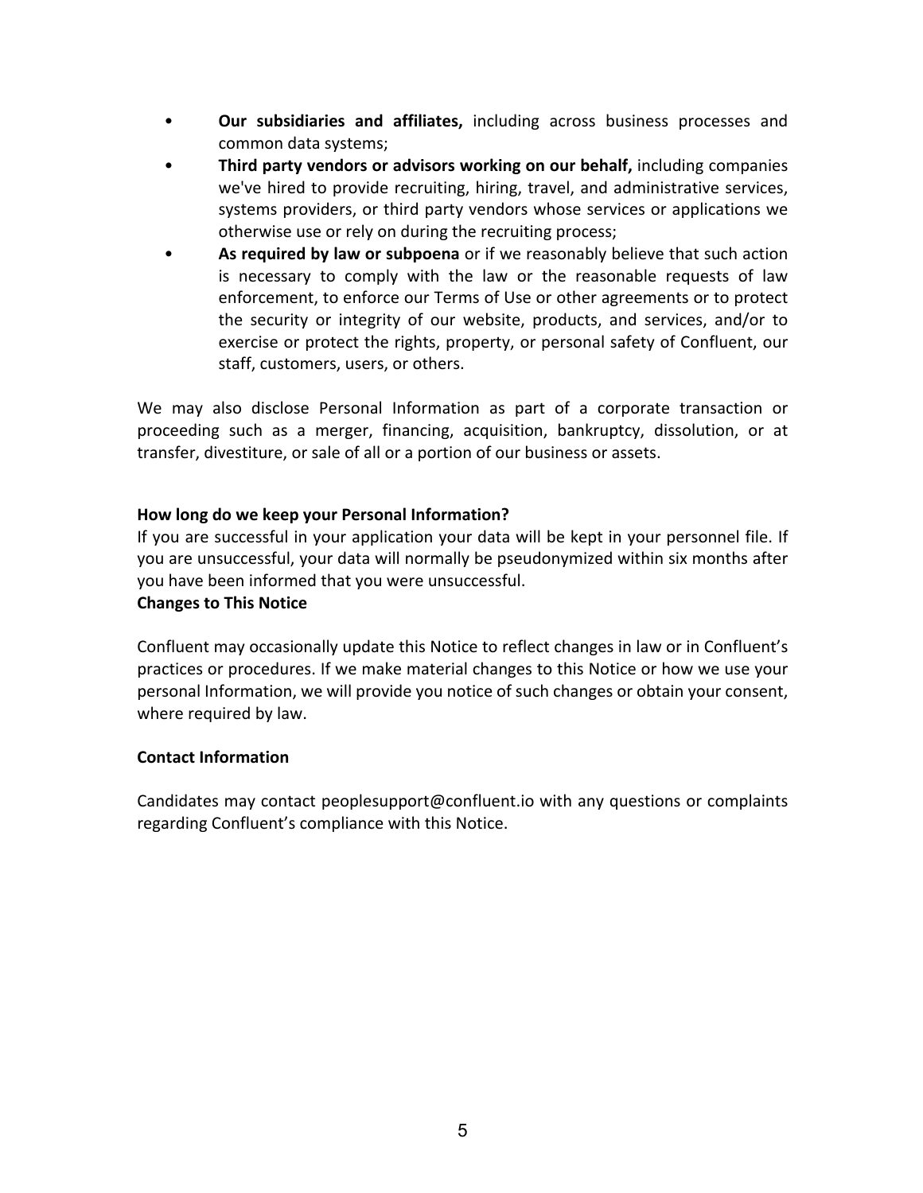- **Our subsidiaries and affiliates,** including across business processes and common data systems;
- **Third party vendors or advisors working on our behalf,** including companies we've hired to provide recruiting, hiring, travel, and administrative services, systems providers, or third party vendors whose services or applications we otherwise use or rely on during the recruiting process;
- **As required by law or subpoena** or if we reasonably believe that such action is necessary to comply with the law or the reasonable requests of law enforcement, to enforce our Terms of Use or other agreements or to protect the security or integrity of our website, products, and services, and/or to exercise or protect the rights, property, or personal safety of Confluent, our staff, customers, users, or others.

We may also disclose Personal Information as part of a corporate transaction or proceeding such as a merger, financing, acquisition, bankruptcy, dissolution, or at transfer, divestiture, or sale of all or a portion of our business or assets.

**How long do we keep your Personal Information?**

If you are successful in your application your data will be kept in your personnel file. If you are unsuccessful, your data will normally be pseudonymized within six months after you have been informed that you were unsuccessful.

**Changes to This Notice**

Confluent may occasionally update this Notice to reflect changes in law or in Confluent's practices or procedures. If we make material changes to this Notice or how we use your personal Information, we will provide you notice of such changes or obtain your consent, where required by law.

**Contact Information**

Candidates may contact peoplesupport@confluent.io with any questions or complaints regarding Confluent's compliance with this Notice.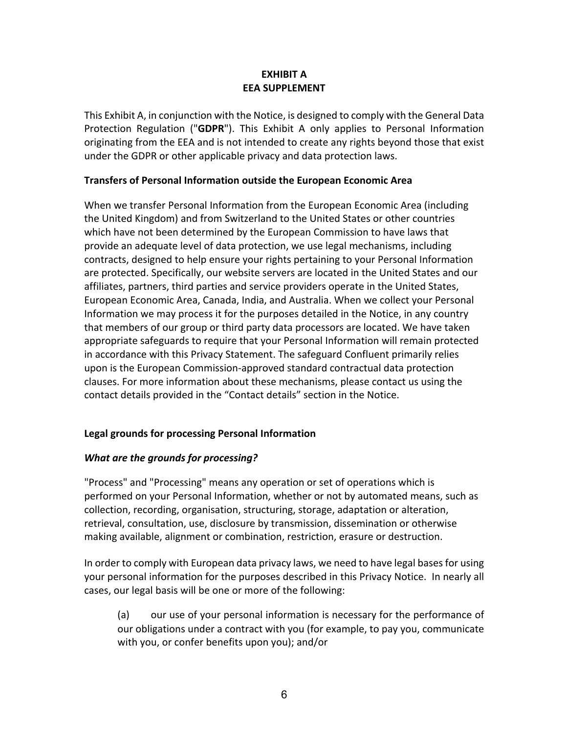# EXHIBIT A
# EEA SUPPLEMENT

This Exhibit A, in conjunction with the Notice, is designed to comply with the General Data Protection Regulation ("**GDPR**"). This Exhibit A only applies to Personal Information originating from the EEA and is not intended to create any rights beyond those that exist under the GDPR or other applicable privacy and data protection laws.

## Transfers of Personal Information outside the European Economic Area

When we transfer Personal Information from the European Economic Area (including the United Kingdom) and from Switzerland to the United States or other countries which have not been determined by the European Commission to have laws that provide an adequate level of data protection, we use legal mechanisms, including contracts, designed to help ensure your rights pertaining to your Personal Information are protected. Specifically, our website servers are located in the United States and our affiliates, partners, third parties and service providers operate in the United States, European Economic Area, Canada, India, and Australia. When we collect your Personal Information we may process it for the purposes detailed in the Notice, in any country that members of our group or third party data processors are located. We have taken appropriate safeguards to require that your Personal Information will remain protected in accordance with this Privacy Statement. The safeguard Confluent primarily relies upon is the European Commission-approved standard contractual data protection clauses. For more information about these mechanisms, please contact us using the contact details provided in the "Contact details" section in the Notice.

## Legal grounds for processing Personal Information

### *What are the grounds for processing?*

"Process" and "Processing" means any operation or set of operations which is performed on your Personal Information, whether or not by automated means, such as collection, recording, organisation, structuring, storage, adaptation or alteration, retrieval, consultation, use, disclosure by transmission, dissemination or otherwise making available, alignment or combination, restriction, erasure or destruction.

In order to comply with European data privacy laws, we need to have legal bases for using your personal information for the purposes described in this Privacy Notice. In nearly all cases, our legal basis will be one or more of the following:

(a) our use of your personal information is necessary for the performance of our obligations under a contract with you (for example, to pay you, communicate with you, or confer benefits upon you); and/or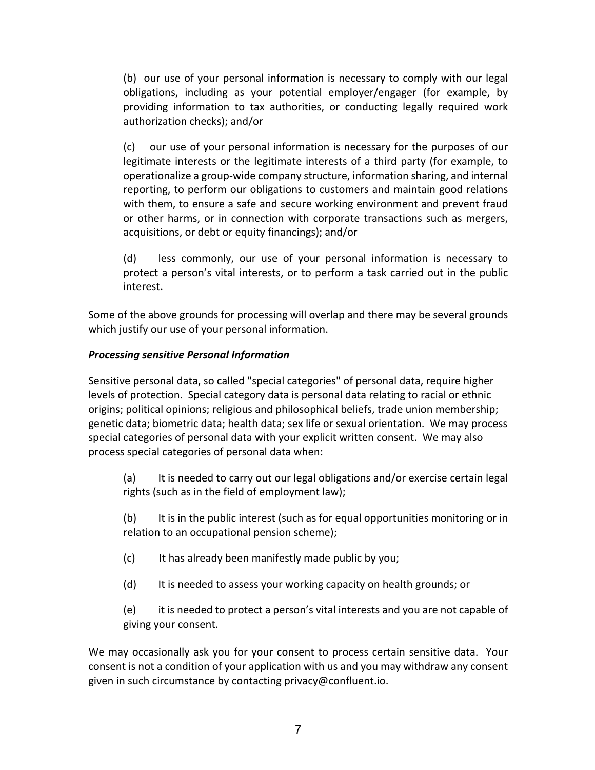(b) our use of your personal information is necessary to comply with our legal obligations, including as your potential employer/engager (for example, by providing information to tax authorities, or conducting legally required work authorization checks); and/or

(c) our use of your personal information is necessary for the purposes of our legitimate interests or the legitimate interests of a third party (for example, to operationalize a group-wide company structure, information sharing, and internal reporting, to perform our obligations to customers and maintain good relations with them, to ensure a safe and secure working environment and prevent fraud or other harms, or in connection with corporate transactions such as mergers, acquisitions, or debt or equity financings); and/or

(d) less commonly, our use of your personal information is necessary to protect a person's vital interests, or to perform a task carried out in the public interest.

Some of the above grounds for processing will overlap and there may be several grounds which justify our use of your personal information.

***Processing sensitive Personal Information***

Sensitive personal data, so called "special categories" of personal data, require higher levels of protection. Special category data is personal data relating to racial or ethnic origins; political opinions; religious and philosophical beliefs, trade union membership; genetic data; biometric data; health data; sex life or sexual orientation. We may process special categories of personal data with your explicit written consent. We may also process special categories of personal data when:

(a) It is needed to carry out our legal obligations and/or exercise certain legal rights (such as in the field of employment law);

(b) It is in the public interest (such as for equal opportunities monitoring or in relation to an occupational pension scheme);

(c) It has already been manifestly made public by you;

(d) It is needed to assess your working capacity on health grounds; or

(e) it is needed to protect a person's vital interests and you are not capable of giving your consent.

We may occasionally ask you for your consent to process certain sensitive data. Your consent is not a condition of your application with us and you may withdraw any consent given in such circumstance by contacting privacy@confluent.io.